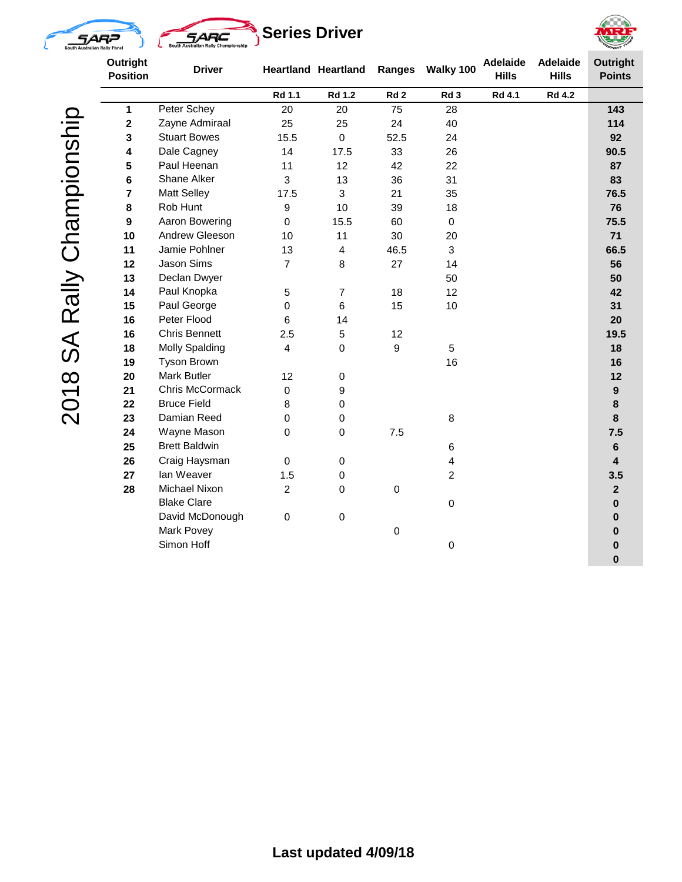# Series Driver

## 2018 SA Rally Championship

| Outright Position | Driver | Heartland | Heartland | Ranges | Walky 100 | Adelaide Hills | Adelaide Hills | Outright Points |
|---|---|---|---|---|---|---|---|---|
| | | Rd 1.1 | Rd 1.2 | Rd 2 | Rd 3 | Rd 4.1 | Rd 4.2 | |
| 1 | Peter Schey | 20 | 20 | 75 | 28 | | | 143 |
| 2 | Zayne Admiraal | 25 | 25 | 24 | 40 | | | 114 |
| 3 | Stuart Bowes | 15.5 | 0 | 52.5 | 24 | | | 92 |
| 4 | Dale Cagney | 14 | 17.5 | 33 | 26 | | | 90.5 |
| 5 | Paul Heenan | 11 | 12 | 42 | 22 | | | 87 |
| 6 | Shane Alker | 3 | 13 | 36 | 31 | | | 83 |
| 7 | Matt Selley | 17.5 | 3 | 21 | 35 | | | 76.5 |
| 8 | Rob Hunt | 9 | 10 | 39 | 18 | | | 76 |
| 9 | Aaron Bowering | 0 | 15.5 | 60 | 0 | | | 75.5 |
| 10 | Andrew Gleeson | 10 | 11 | 30 | 20 | | | 71 |
| 11 | Jamie Pohlner | 13 | 4 | 46.5 | 3 | | | 66.5 |
| 12 | Jason Sims | 7 | 8 | 27 | 14 | | | 56 |
| 13 | Declan Dwyer | | | | 50 | | | 50 |
| 14 | Paul Knopka | 5 | 7 | 18 | 12 | | | 42 |
| 15 | Paul George | 0 | 6 | 15 | 10 | | | 31 |
| 16 | Peter Flood | 6 | 14 | | | | | 20 |
| 16 | Chris Bennett | 2.5 | 5 | 12 | | | | 19.5 |
| 18 | Molly Spalding | 4 | 0 | 9 | 5 | | | 18 |
| 19 | Tyson Brown | | | | 16 | | | 16 |
| 20 | Mark Butler | 12 | 0 | | | | | 12 |
| 21 | Chris McCormack | 0 | 9 | | | | | 9 |
| 22 | Bruce Field | 8 | 0 | | | | | 8 |
| 23 | Damian Reed | 0 | 0 | | 8 | | | 8 |
| 24 | Wayne Mason | 0 | 0 | 7.5 | | | | 7.5 |
| 25 | Brett Baldwin | | | | 6 | | | 6 |
| 26 | Craig Haysman | 0 | 0 | | 4 | | | 4 |
| 27 | Ian Weaver | 1.5 | 0 | | 2 | | | 3.5 |
| 28 | Michael Nixon | 2 | 0 | 0 | | | | 2 |
| | Blake Clare | | | | 0 | | | 0 |
| | David McDonough | 0 | 0 | | | | | 0 |
| | Mark Povey | | | 0 | | | | 0 |
| | Simon Hoff | | | | 0 | | | 0 |
| | | | | | | | | 0 |

**Last updated 4/09/18**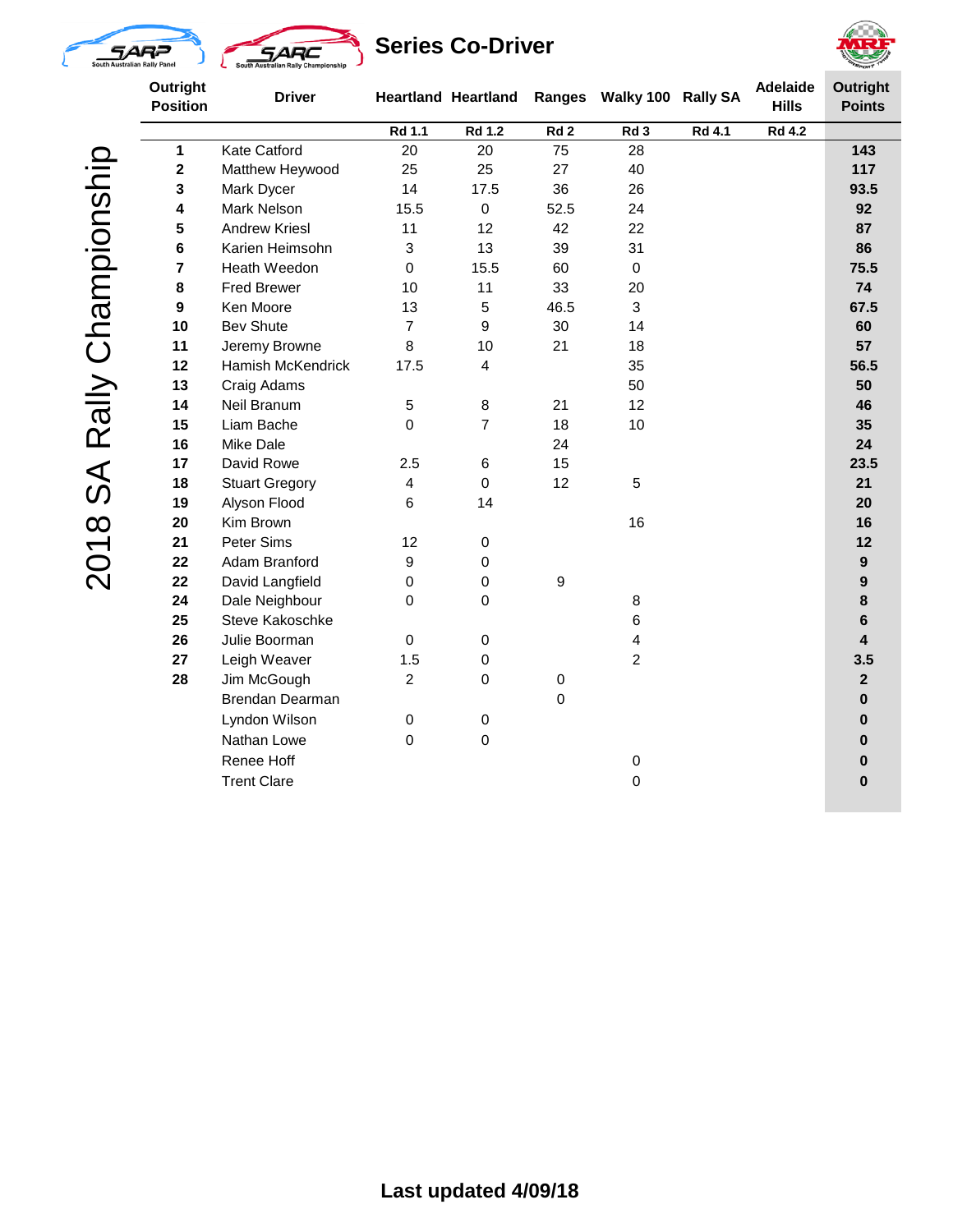# Series Co-Driver

## 2018 SA Rally Championship

| Outright Position | Driver | Heartland | Heartland | Ranges | Walky 100 | Rally SA | Adelaide Hills | Outright Points |
|---|---|---|---|---|---|---|---|---|
| | | Rd 1.1 | Rd 1.2 | Rd 2 | Rd 3 | Rd 4.1 | Rd 4.2 | |
| **1** | Kate Catford | 20 | 20 | 75 | 28 | | | **143** |
| **2** | Matthew Heywood | 25 | 25 | 27 | 40 | | | **117** |
| **3** | Mark Dycer | 14 | 17.5 | 36 | 26 | | | **93.5** |
| **4** | Mark Nelson | 15.5 | 0 | 52.5 | 24 | | | **92** |
| **5** | Andrew Kriesl | 11 | 12 | 42 | 22 | | | **87** |
| **6** | Karien Heimsohn | 3 | 13 | 39 | 31 | | | **86** |
| **7** | Heath Weedon | 0 | 15.5 | 60 | 0 | | | **75.5** |
| **8** | Fred Brewer | 10 | 11 | 33 | 20 | | | **74** |
| **9** | Ken Moore | 13 | 5 | 46.5 | 3 | | | **67.5** |
| **10** | Bev Shute | 7 | 9 | 30 | 14 | | | **60** |
| **11** | Jeremy Browne | 8 | 10 | 21 | 18 | | | **57** |
| **12** | Hamish McKendrick | 17.5 | 4 | | 35 | | | **56.5** |
| **13** | Craig Adams | | | | 50 | | | **50** |
| **14** | Neil Branum | 5 | 8 | 21 | 12 | | | **46** |
| **15** | Liam Bache | 0 | 7 | 18 | 10 | | | **35** |
| **16** | Mike Dale | | | 24 | | | | **24** |
| **17** | David Rowe | 2.5 | 6 | 15 | | | | **23.5** |
| **18** | Stuart Gregory | 4 | 0 | 12 | 5 | | | **21** |
| **19** | Alyson Flood | 6 | 14 | | | | | **20** |
| **20** | Kim Brown | | | | 16 | | | **16** |
| **21** | Peter Sims | 12 | 0 | | | | | **12** |
| **22** | Adam Branford | 9 | 0 | | | | | **9** |
| **22** | David Langfield | 0 | 0 | 9 | | | | **9** |
| **24** | Dale Neighbour | 0 | 0 | | 8 | | | **8** |
| **25** | Steve Kakoschke | | | | 6 | | | **6** |
| **26** | Julie Boorman | 0 | 0 | | 4 | | | **4** |
| **27** | Leigh Weaver | 1.5 | 0 | | 2 | | | **3.5** |
| **28** | Jim McGough | 2 | 0 | 0 | | | | **2** |
| | Brendan Dearman | | | 0 | | | | **0** |
| | Lyndon Wilson | 0 | 0 | | | | | **0** |
| | Nathan Lowe | 0 | 0 | | | | | **0** |
| | Renee Hoff | | | | 0 | | | **0** |
| | Trent Clare | | | | 0 | | | **0** |

**Last updated 4/09/18**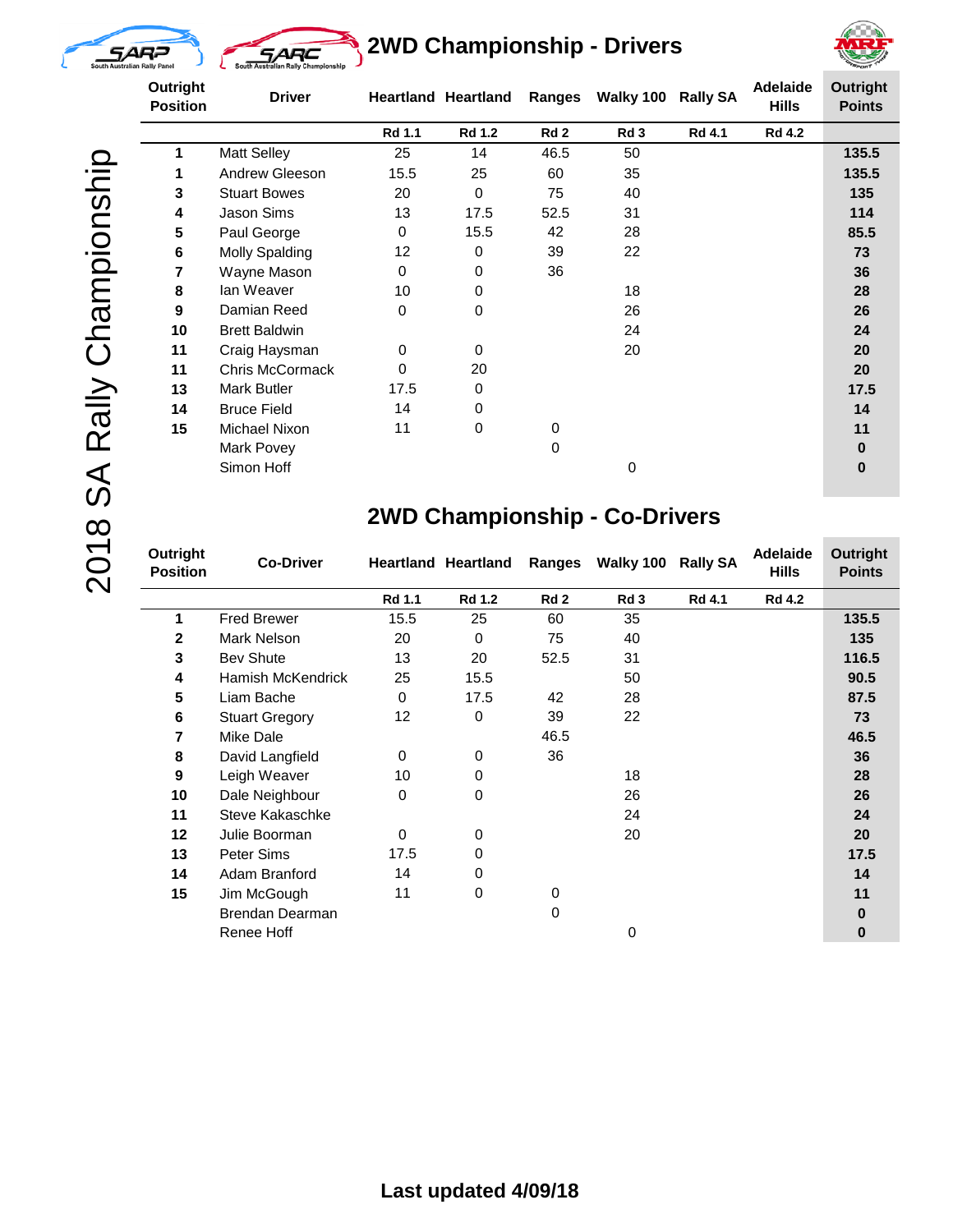# 2018 SA Rally Championship

## 2WD Championship - Drivers

| Outright Position | Driver | Heartland | Heartland | Ranges | Walky 100 | Rally SA | Adelaide Hills | Outright Points |
|---|---|---|---|---|---|---|---|---|
| | | Rd 1.1 | Rd 1.2 | Rd 2 | Rd 3 | Rd 4.1 | Rd 4.2 | |
| 1 | Matt Selley | 25 | 14 | 46.5 | 50 | | | **135.5** |
| 1 | Andrew Gleeson | 15.5 | 25 | 60 | 35 | | | **135.5** |
| 3 | Stuart Bowes | 20 | 0 | 75 | 40 | | | **135** |
| 4 | Jason Sims | 13 | 17.5 | 52.5 | 31 | | | **114** |
| 5 | Paul George | 0 | 15.5 | 42 | 28 | | | **85.5** |
| 6 | Molly Spalding | 12 | 0 | 39 | 22 | | | **73** |
| 7 | Wayne Mason | 0 | 0 | 36 | | | | **36** |
| 8 | Ian Weaver | 10 | 0 | | 18 | | | **28** |
| 9 | Damian Reed | 0 | 0 | | 26 | | | **26** |
| 10 | Brett Baldwin | | | | 24 | | | **24** |
| 11 | Craig Haysman | 0 | 0 | | 20 | | | **20** |
| 11 | Chris McCormack | 0 | 20 | | | | | **20** |
| 13 | Mark Butler | 17.5 | 0 | | | | | **17.5** |
| 14 | Bruce Field | 14 | 0 | | | | | **14** |
| 15 | Michael Nixon | 11 | 0 | 0 | | | | **11** |
| | Mark Povey | | | 0 | | | | **0** |
| | Simon Hoff | | | | 0 | | | **0** |

## 2WD Championship - Co-Drivers

| Outright Position | Co-Driver | Heartland | Heartland | Ranges | Walky 100 | Rally SA | Adelaide Hills | Outright Points |
|---|---|---|---|---|---|---|---|---|
| | | Rd 1.1 | Rd 1.2 | Rd 2 | Rd 3 | Rd 4.1 | Rd 4.2 | |
| 1 | Fred Brewer | 15.5 | 25 | 60 | 35 | | | **135.5** |
| 2 | Mark Nelson | 20 | 0 | 75 | 40 | | | **135** |
| 3 | Bev Shute | 13 | 20 | 52.5 | 31 | | | **116.5** |
| 4 | Hamish McKendrick | 25 | 15.5 | | 50 | | | **90.5** |
| 5 | Liam Bache | 0 | 17.5 | 42 | 28 | | | **87.5** |
| 6 | Stuart Gregory | 12 | 0 | 39 | 22 | | | **73** |
| 7 | Mike Dale | | | 46.5 | | | | **46.5** |
| 8 | David Langfield | 0 | 0 | 36 | | | | **36** |
| 9 | Leigh Weaver | 10 | 0 | | 18 | | | **28** |
| 10 | Dale Neighbour | 0 | 0 | | 26 | | | **26** |
| 11 | Steve Kakaschke | | | | 24 | | | **24** |
| 12 | Julie Boorman | 0 | 0 | | 20 | | | **20** |
| 13 | Peter Sims | 17.5 | 0 | | | | | **17.5** |
| 14 | Adam Branford | 14 | 0 | | | | | **14** |
| 15 | Jim McGough | 11 | 0 | 0 | | | | **11** |
| | Brendan Dearman | | | 0 | | | | **0** |
| | Renee Hoff | | | | 0 | | | **0** |

**Last updated 4/09/18**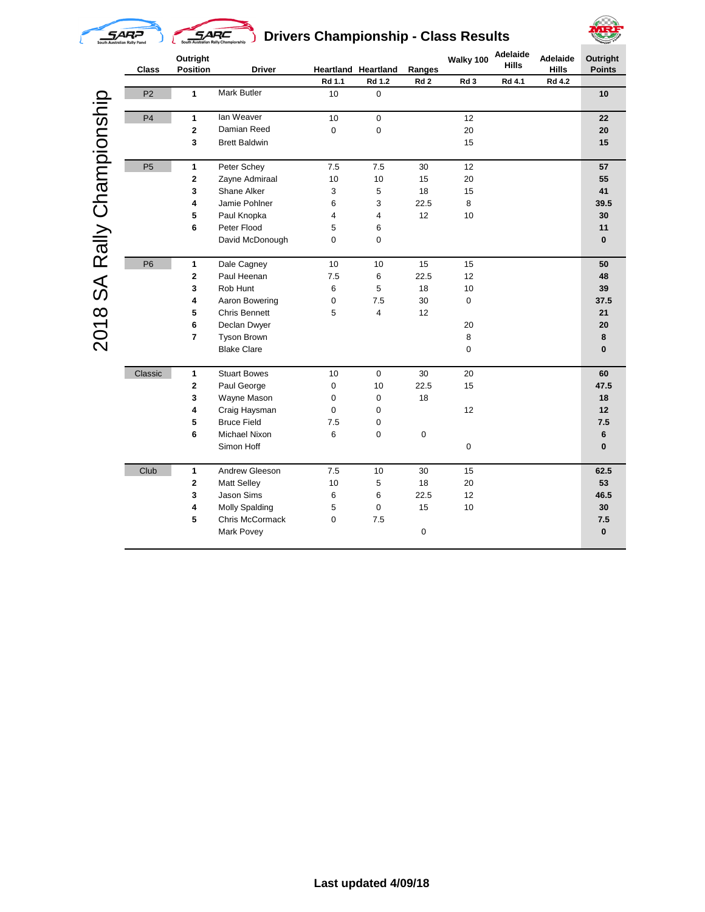# Drivers Championship - Class Results

## 2018 SA Rally Championship

| Class | Outright Position | Driver | Heartland Rd 1.1 | Heartland Rd 1.2 | Ranges Rd 2 | Walky 100 Rd 3 | Adelaide Hills Rd 4.1 | Adelaide Hills Rd 4.2 | Outright Points |
|---|---|---|---|---|---|---|---|---|---|
| P2 | 1 | Mark Butler | 10 | 0 | | | | | 10 |
| P4 | 1 | Ian Weaver | 10 | 0 | | 12 | | | 22 |
| | 2 | Damian Reed | 0 | 0 | | 20 | | | 20 |
| | 3 | Brett Baldwin | | | | 15 | | | 15 |
| P5 | 1 | Peter Schey | 7.5 | 7.5 | 30 | 12 | | | 57 |
| | 2 | Zayne Admiraal | 10 | 10 | 15 | 20 | | | 55 |
| | 3 | Shane Alker | 3 | 5 | 18 | 15 | | | 41 |
| | 4 | Jamie Pohlner | 6 | 3 | 22.5 | 8 | | | 39.5 |
| | 5 | Paul Knopka | 4 | 4 | 12 | 10 | | | 30 |
| | 6 | Peter Flood | 5 | 6 | | | | | 11 |
| | | David McDonough | 0 | 0 | | | | | 0 |
| P6 | 1 | Dale Cagney | 10 | 10 | 15 | 15 | | | 50 |
| | 2 | Paul Heenan | 7.5 | 6 | 22.5 | 12 | | | 48 |
| | 3 | Rob Hunt | 6 | 5 | 18 | 10 | | | 39 |
| | 4 | Aaron Bowering | 0 | 7.5 | 30 | 0 | | | 37.5 |
| | 5 | Chris Bennett | 5 | 4 | 12 | | | | 21 |
| | 6 | Declan Dwyer | | | | 20 | | | 20 |
| | 7 | Tyson Brown | | | | 8 | | | 8 |
| | | Blake Clare | | | | 0 | | | 0 |
| Classic | 1 | Stuart Bowes | 10 | 0 | 30 | 20 | | | 60 |
| | 2 | Paul George | 0 | 10 | 22.5 | 15 | | | 47.5 |
| | 3 | Wayne Mason | 0 | 0 | 18 | | | | 18 |
| | 4 | Craig Haysman | 0 | 0 | | 12 | | | 12 |
| | 5 | Bruce Field | 7.5 | 0 | | | | | 7.5 |
| | 6 | Michael Nixon | 6 | 0 | 0 | | | | 6 |
| | | Simon Hoff | | | | 0 | | | 0 |
| Club | 1 | Andrew Gleeson | 7.5 | 10 | 30 | 15 | | | 62.5 |
| | 2 | Matt Selley | 10 | 5 | 18 | 20 | | | 53 |
| | 3 | Jason Sims | 6 | 6 | 22.5 | 12 | | | 46.5 |
| | 4 | Molly Spalding | 5 | 0 | 15 | 10 | | | 30 |
| | 5 | Chris McCormack | 0 | 7.5 | | | | | 7.5 |
| | | Mark Povey | | | 0 | | | | 0 |

**Last updated 4/09/18**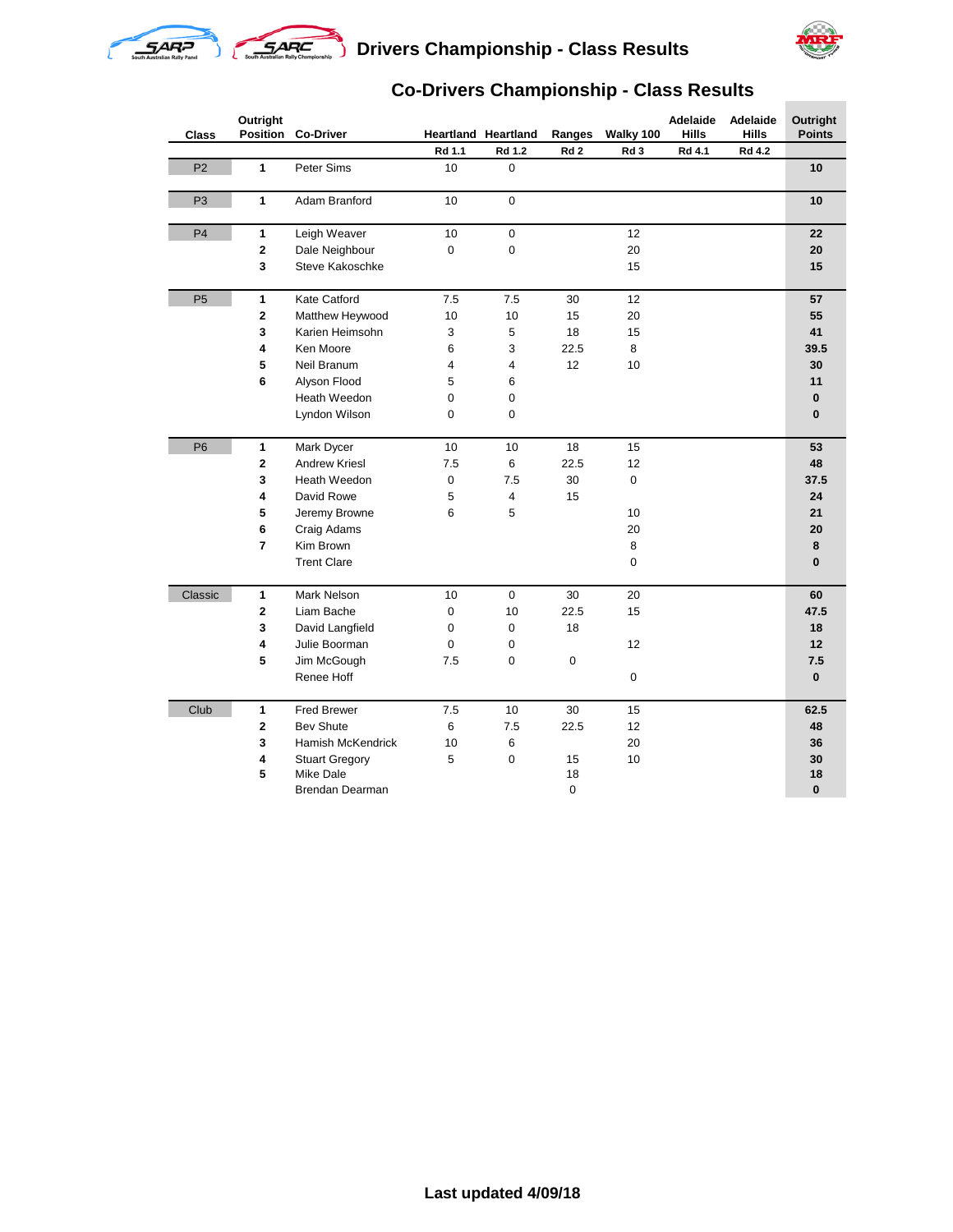# Drivers Championship - Class Results

## Co-Drivers Championship - Class Results

| Class | Outright Position | Co-Driver | Heartland Rd 1.1 | Heartland Rd 1.2 | Ranges Rd 2 | Walky 100 Rd 3 | Adelaide Hills Rd 4.1 | Adelaide Hills Rd 4.2 | Outright Points |
|---|---|---|---|---|---|---|---|---|---|
| P2 | 1 | Peter Sims | 10 | 0 | | | | | 10 |
| P3 | 1 | Adam Branford | 10 | 0 | | | | | 10 |
| P4 | 1 | Leigh Weaver | 10 | 0 | | 12 | | | 22 |
| | 2 | Dale Neighbour | 0 | 0 | | 20 | | | 20 |
| | 3 | Steve Kakoschke | | | | 15 | | | 15 |
| P5 | 1 | Kate Catford | 7.5 | 7.5 | 30 | 12 | | | 57 |
| | 2 | Matthew Heywood | 10 | 10 | 15 | 20 | | | 55 |
| | 3 | Karien Heimsohn | 3 | 5 | 18 | 15 | | | 41 |
| | 4 | Ken Moore | 6 | 3 | 22.5 | 8 | | | 39.5 |
| | 5 | Neil Branum | 4 | 4 | 12 | 10 | | | 30 |
| | 6 | Alyson Flood | 5 | 6 | | | | | 11 |
| | | Heath Weedon | 0 | 0 | | | | | 0 |
| | | Lyndon Wilson | 0 | 0 | | | | | 0 |
| P6 | 1 | Mark Dycer | 10 | 10 | 18 | 15 | | | 53 |
| | 2 | Andrew Kriesl | 7.5 | 6 | 22.5 | 12 | | | 48 |
| | 3 | Heath Weedon | 0 | 7.5 | 30 | 0 | | | 37.5 |
| | 4 | David Rowe | 5 | 4 | 15 | | | | 24 |
| | 5 | Jeremy Browne | 6 | 5 | | 10 | | | 21 |
| | 6 | Craig Adams | | | | 20 | | | 20 |
| | 7 | Kim Brown | | | | 8 | | | 8 |
| | | Trent Clare | | | | 0 | | | 0 |
| Classic | 1 | Mark Nelson | 10 | 0 | 30 | 20 | | | 60 |
| | 2 | Liam Bache | 0 | 10 | 22.5 | 15 | | | 47.5 |
| | 3 | David Langfield | 0 | 0 | 18 | | | | 18 |
| | 4 | Julie Boorman | 0 | 0 | | 12 | | | 12 |
| | 5 | Jim McGough | 7.5 | 0 | 0 | | | | 7.5 |
| | | Renee Hoff | | | | 0 | | | 0 |
| Club | 1 | Fred Brewer | 7.5 | 10 | 30 | 15 | | | 62.5 |
| | 2 | Bev Shute | 6 | 7.5 | 22.5 | 12 | | | 48 |
| | 3 | Hamish McKendrick | 10 | 6 | | 20 | | | 36 |
| | 4 | Stuart Gregory | 5 | 0 | 15 | 10 | | | 30 |
| | 5 | Mike Dale | | | 18 | | | | 18 |
| | | Brendan Dearman | | | 0 | | | | 0 |

**Last updated 4/09/18**